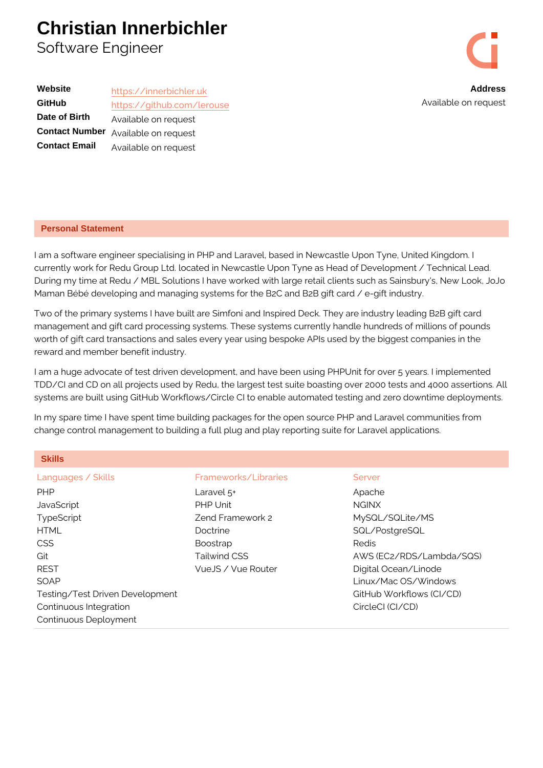# Christian Innerbichler

Software Engineer

| | |
|---|---|
| **Website** | https://innerbichler.uk |
| **GitHub** | https://github.com/lerouse |
| **Date of Birth** | Available on request |
| **Contact Number** | Available on request |
| **Contact Email** | Available on request |

**Address**

Available on request

## Personal Statement

I am a software engineer specialising in PHP and Laravel, based in Newcastle Upon Tyne, United Kingdom. I currently work for Redu Group Ltd. located in Newcastle Upon Tyne as Head of Development / Technical Lead. During my time at Redu / MBL Solutions I have worked with large retail clients such as Sainsbury's, New Look, JoJo Maman Bébé developing and managing systems for the B2C and B2B gift card / e-gift industry.

Two of the primary systems I have built are Simfoni and Inspired Deck. They are industry leading B2B gift card management and gift card processing systems. These systems currently handle hundreds of millions of pounds worth of gift card transactions and sales every year using bespoke APIs used by the biggest companies in the reward and member benefit industry.

I am a huge advocate of test driven development, and have been using PHPUnit for over 5 years. I implemented TDD/CI and CD on all projects used by Redu, the largest test suite boasting over 2000 tests and 4000 assertions. All systems are built using GitHub Workflows/Circle CI to enable automated testing and zero downtime deployments.

In my spare time I have spent time building packages for the open source PHP and Laravel communities from change control management to building a full plug and play reporting suite for Laravel applications.

## Skills

### Languages / Skills

- PHP
- JavaScript
- TypeScript
- HTML
- CSS
- Git
- REST
- SOAP
- Testing/Test Driven Development
- Continuous Integration
- Continuous Deployment

### Frameworks/Libraries

- Laravel 5+
- PHP Unit
- Zend Framework 2
- Doctrine
- Boostrap
- Tailwind CSS
- VueJS / Vue Router

### Server

- Apache
- NGINX
- MySQL/SQLite/MS
- SQL/PostgreSQL
- Redis
- AWS (EC2/RDS/Lambda/SQS)
- Digital Ocean/Linode
- Linux/Mac OS/Windows
- GitHub Workflows (CI/CD)
- CircleCI (CI/CD)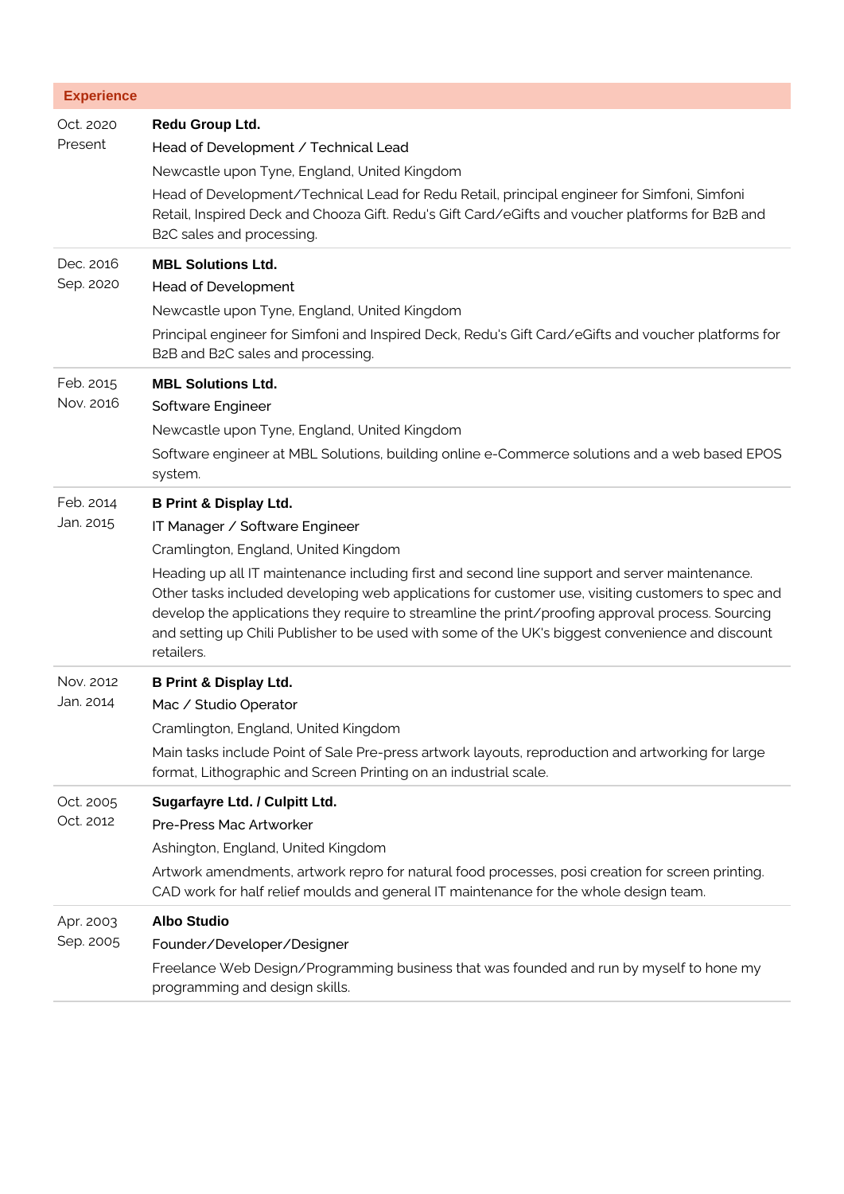## Experience

**Oct. 2020 – Present**

**Redu Group Ltd.**

Head of Development / Technical Lead

Newcastle upon Tyne, England, United Kingdom

Head of Development/Technical Lead for Redu Retail, principal engineer for Simfoni, Simfoni Retail, Inspired Deck and Chooza Gift. Redu's Gift Card/eGifts and voucher platforms for B2B and B2C sales and processing.

---

**Dec. 2016 – Sep. 2020**

**MBL Solutions Ltd.**

Head of Development

Newcastle upon Tyne, England, United Kingdom

Principal engineer for Simfoni and Inspired Deck, Redu's Gift Card/eGifts and voucher platforms for B2B and B2C sales and processing.

---

**Feb. 2015 – Nov. 2016**

**MBL Solutions Ltd.**

Software Engineer

Newcastle upon Tyne, England, United Kingdom

Software engineer at MBL Solutions, building online e-Commerce solutions and a web based EPOS system.

---

**Feb. 2014 – Jan. 2015**

**B Print & Display Ltd.**

IT Manager / Software Engineer

Cramlington, England, United Kingdom

Heading up all IT maintenance including first and second line support and server maintenance. Other tasks included developing web applications for customer use, visiting customers to spec and develop the applications they require to streamline the print/proofing approval process. Sourcing and setting up Chili Publisher to be used with some of the UK's biggest convenience and discount retailers.

---

**Nov. 2012 – Jan. 2014**

**B Print & Display Ltd.**

Mac / Studio Operator

Cramlington, England, United Kingdom

Main tasks include Point of Sale Pre-press artwork layouts, reproduction and artworking for large format, Lithographic and Screen Printing on an industrial scale.

---

**Oct. 2005 – Oct. 2012**

**Sugarfayre Ltd. / Culpitt Ltd.**

Pre-Press Mac Artworker

Ashington, England, United Kingdom

Artwork amendments, artwork repro for natural food processes, posi creation for screen printing. CAD work for half relief moulds and general IT maintenance for the whole design team.

---

**Apr. 2003 – Sep. 2005**

**Albo Studio**

Founder/Developer/Designer

Freelance Web Design/Programming business that was founded and run by myself to hone my programming and design skills.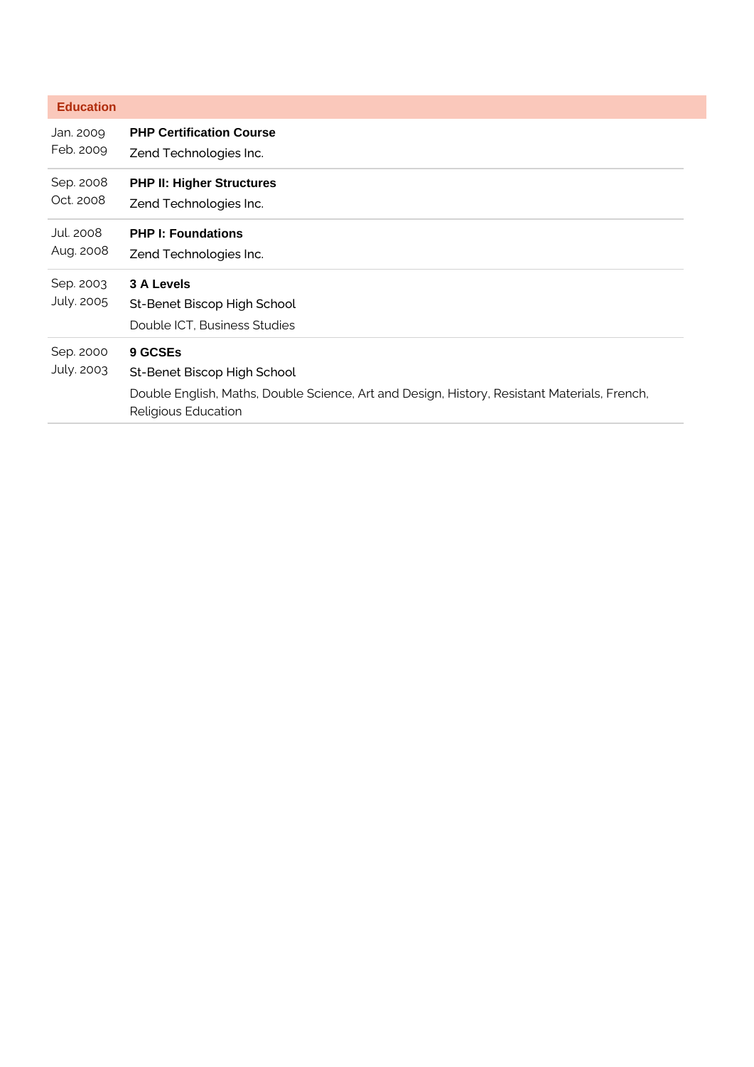## Education

Jan. 2009
Feb. 2009

**PHP Certification Course**
Zend Technologies Inc.

---

Sep. 2008
Oct. 2008

**PHP II: Higher Structures**
Zend Technologies Inc.

---

Jul. 2008
Aug. 2008

**PHP I: Foundations**
Zend Technologies Inc.

---

Sep. 2003
July. 2005

**3 A Levels**
St-Benet Biscop High School
Double ICT, Business Studies

---

Sep. 2000
July. 2003

**9 GCSEs**
St-Benet Biscop High School
Double English, Maths, Double Science, Art and Design, History, Resistant Materials, French, Religious Education